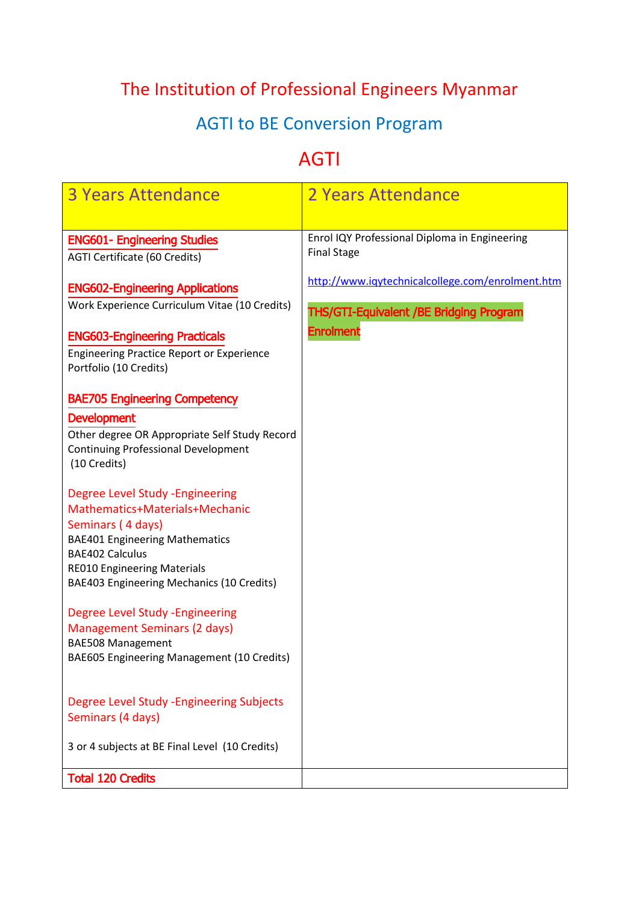# The Institution of Professional Engineers Myanmar

## AGTI to BE Conversion Program

## AGTI

| 3 Years Attendance | 2 Years Attendance |
|---|---|
| **ENG601- Engineering Studies**<br>AGTI Certificate (60 Credits)<br><br>**ENG602-Engineering Applications**<br>Work Experience Curriculum Vitae (10 Credits)<br><br>**ENG603-Engineering Practicals**<br>Engineering Practice Report or Experience Portfolio (10 Credits)<br><br>**BAE705 Engineering Competency Development**<br>Other degree OR Appropriate Self Study Record Continuing Professional Development (10 Credits)<br><br>Degree Level Study -Engineering Mathematics+Materials+Mechanic Seminars ( 4 days)<br>BAE401 Engineering Mathematics<br>BAE402 Calculus<br>RE010 Engineering Materials<br>BAE403 Engineering Mechanics (10 Credits)<br><br>Degree Level Study -Engineering Management Seminars (2 days)<br>BAE508 Management<br>BAE605 Engineering Management (10 Credits)<br><br>Degree Level Study -Engineering Subjects Seminars (4 days)<br><br>3 or 4 subjects at BE Final Level (10 Credits) | Enrol IQY Professional Diploma in Engineering Final Stage<br><br>http://www.iqytechnicalcollege.com/enrolment.htm<br><br>**THS/GTI-Equivalent /BE Bridging Program Enrolment** |
| **Total 120 Credits** | |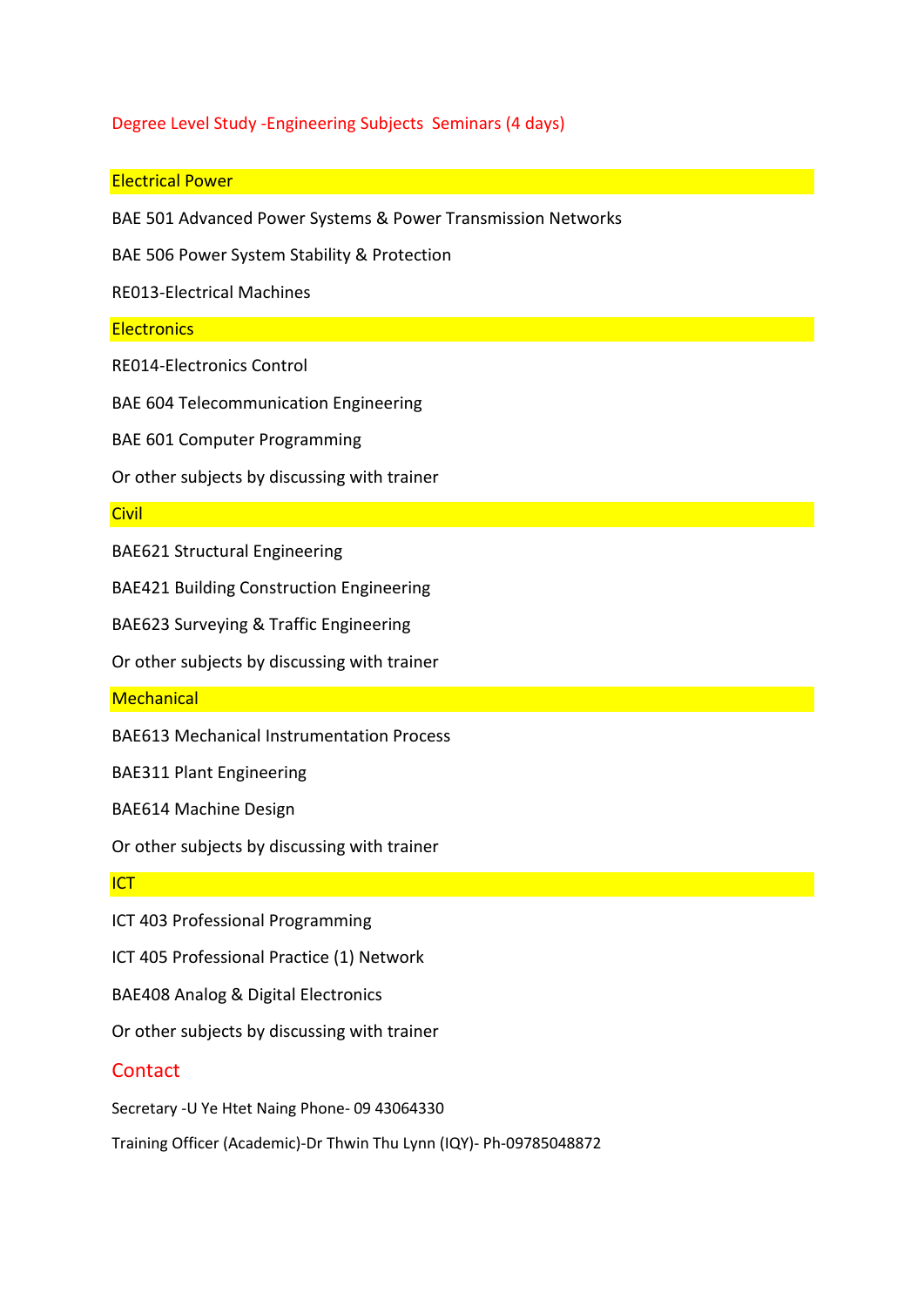## Degree Level Study -Engineering Subjects  Seminars (4 days)

### Electrical Power

BAE 501 Advanced Power Systems & Power Transmission Networks

BAE 506 Power System Stability & Protection

RE013-Electrical Machines

### Electronics

RE014-Electronics Control

BAE 604 Telecommunication Engineering

BAE 601 Computer Programming

Or other subjects by discussing with trainer

### Civil

BAE621 Structural Engineering

BAE421 Building Construction Engineering

BAE623 Surveying & Traffic Engineering

Or other subjects by discussing with trainer

### Mechanical

BAE613 Mechanical Instrumentation Process

BAE311 Plant Engineering

BAE614 Machine Design

Or other subjects by discussing with trainer

### ICT

ICT 403 Professional Programming

ICT 405 Professional Practice (1) Network

BAE408 Analog & Digital Electronics

Or other subjects by discussing with trainer

## Contact

Secretary -U Ye Htet Naing Phone- 09 43064330

Training Officer (Academic)-Dr Thwin Thu Lynn (IQY)- Ph-09785048872